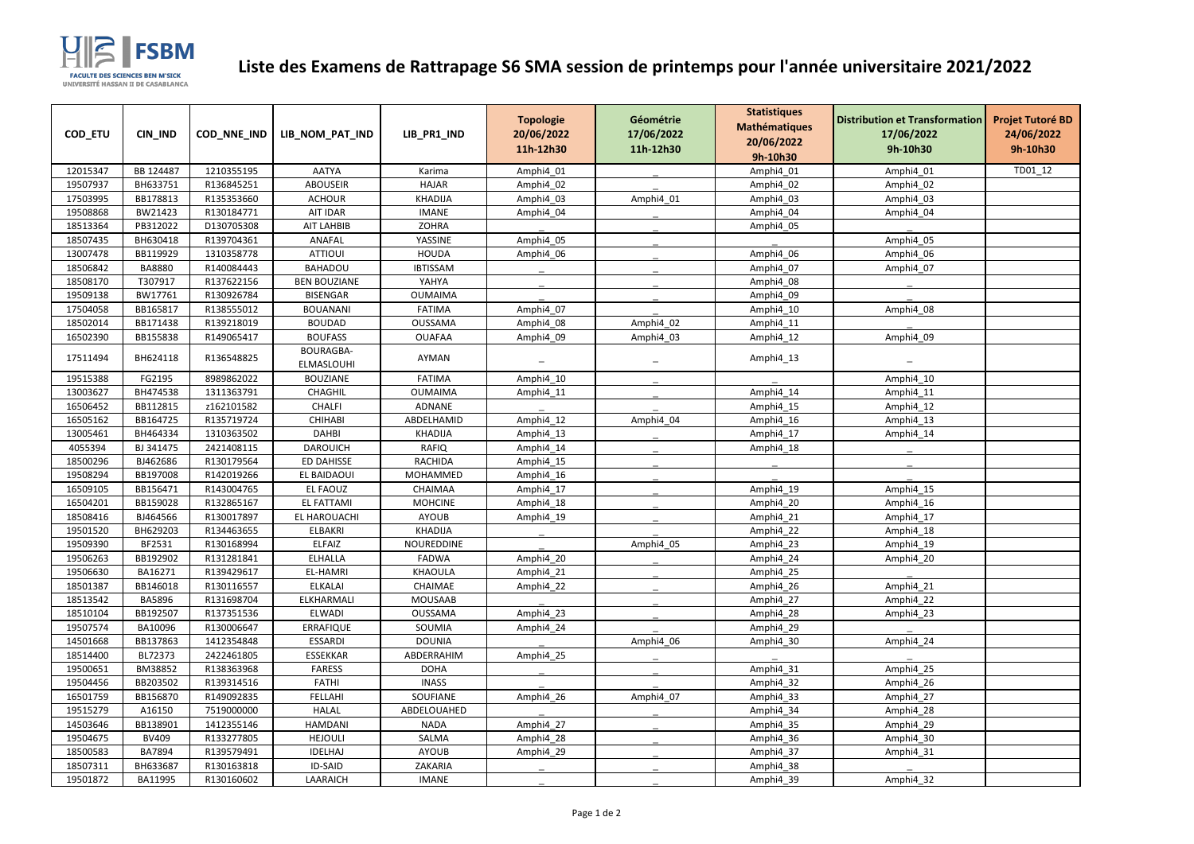# Liste des Examens de Rattrapage S6 SMA session de printemps pour l'année universitaire 2021/2022

| COD_ETU | CIN_IND | COD_NNE_IND | LIB_NOM_PAT_IND | LIB_PR1_IND | Topologie 20/06/2022 11h-12h30 | Géométrie 17/06/2022 11h-12h30 | Statistiques Mathématiques 20/06/2022 9h-10h30 | Distribution et Transformation 17/06/2022 9h-10h30 | Projet Tutoré BD 24/06/2022 9h-10h30 |
|---|---|---|---|---|---|---|---|---|---|
| 12015347 | BB 124487 | 1210355195 | AATYA | Karima | Amphi4_01 | _ | Amphi4_01 | Amphi4_01 | TD01_12 |
| 19507937 | BH633751 | R136845251 | ABOUSEIR | HAJAR | Amphi4_02 | _ | Amphi4_02 | Amphi4_02 | |
| 17503995 | BB178813 | R135353660 | ACHOUR | KHADIJA | Amphi4_03 | Amphi4_01 | Amphi4_03 | Amphi4_03 | |
| 19508868 | BW21423 | R130184771 | AIT IDAR | IMANE | Amphi4_04 | _ | Amphi4_04 | Amphi4_04 | |
| 18513364 | PB312022 | D130705308 | AIT LAHBIB | ZOHRA | _ | _ | Amphi4_05 | _ | |
| 18507435 | BH630418 | R139704361 | ANAFAL | YASSINE | Amphi4_05 | _ | _ | Amphi4_05 | |
| 13007478 | BB119929 | 1310358778 | ATTIOUI | HOUDA | Amphi4_06 | _ | Amphi4_06 | Amphi4_06 | |
| 18506842 | BA8880 | R140084443 | BAHADOU | IBTISSAM | _ | _ | Amphi4_07 | Amphi4_07 | |
| 18508170 | T307917 | R137622156 | BEN BOUZIANE | YAHYA | _ | _ | Amphi4_08 | _ | |
| 19509138 | BW17761 | R130926784 | BISENGAR | OUMAIMA | _ | _ | Amphi4_09 | _ | |
| 17504058 | BB165817 | R138555012 | BOUANANI | FATIMA | Amphi4_07 | _ | Amphi4_10 | Amphi4_08 | |
| 18502014 | BB171438 | R139218019 | BOUDAD | OUSSAMA | Amphi4_08 | Amphi4_02 | Amphi4_11 | _ | |
| 16502390 | BB155838 | R149065417 | BOUFASS | OUAFAA | Amphi4_09 | Amphi4_03 | Amphi4_12 | Amphi4_09 | |
| 17511494 | BH624118 | R136548825 | BOURAGBA-ELMASLOUHI | AYMAN | _ | _ | Amphi4_13 | _ | |
| 19515388 | FG2195 | 8989862022 | BOUZIANE | FATIMA | Amphi4_10 | _ | _ | Amphi4_10 | |
| 13003627 | BH474538 | 1311363791 | CHAGHIL | OUMAIMA | Amphi4_11 | _ | Amphi4_14 | Amphi4_11 | |
| 16506452 | BB112815 | z162101582 | CHALFI | ADNANE | _ | _ | Amphi4_15 | Amphi4_12 | |
| 16505162 | BB164725 | R135719724 | CHIHABI | ABDELHAMID | Amphi4_12 | Amphi4_04 | Amphi4_16 | Amphi4_13 | |
| 13005461 | BH464334 | 1310363502 | DAHBI | KHADIJA | Amphi4_13 | _ | Amphi4_17 | Amphi4_14 | |
| 4055394 | BJ 341475 | 2421408115 | DAROUICH | RAFIQ | Amphi4_14 | _ | Amphi4_18 | _ | |
| 18500296 | BJ462686 | R130179564 | ED DAHISSE | RACHIDA | Amphi4_15 | _ | _ | _ | |
| 19508294 | BB197008 | R142019266 | EL BAIDAOUI | MOHAMMED | Amphi4_16 | _ | _ | _ | |
| 16509105 | BB156471 | R143004765 | EL FAOUZ | CHAIMAA | Amphi4_17 | _ | Amphi4_19 | Amphi4_15 | |
| 16504201 | BB159028 | R132865167 | EL FATTAMI | MOHCINE | Amphi4_18 | _ | Amphi4_20 | Amphi4_16 | |
| 18508416 | BJ464566 | R130017897 | EL HAROUACHI | AYOUB | Amphi4_19 | _ | Amphi4_21 | Amphi4_17 | |
| 19501520 | BH629203 | R134463655 | ELBAKRI | KHADIJA | _ | _ | Amphi4_22 | Amphi4_18 | |
| 19509390 | BF2531 | R130168994 | ELFAIZ | NOUREDDINE | _ | Amphi4_05 | Amphi4_23 | Amphi4_19 | |
| 19506263 | BB192902 | R131281841 | ELHALLA | FADWA | Amphi4_20 | _ | Amphi4_24 | Amphi4_20 | |
| 19506630 | BA16271 | R139429617 | EL-HAMRI | KHAOULA | Amphi4_21 | _ | Amphi4_25 | _ | |
| 18501387 | BB146018 | R130116557 | ELKALAI | CHAIMAE | Amphi4_22 | _ | Amphi4_26 | Amphi4_21 | |
| 18513542 | BA5896 | R131698704 | ELKHARMALI | MOUSAAB | _ | _ | Amphi4_27 | Amphi4_22 | |
| 18510104 | BB192507 | R137351536 | ELWADI | OUSSAMA | Amphi4_23 | _ | Amphi4_28 | Amphi4_23 | |
| 19507574 | BA10096 | R130006647 | ERRAFIQUE | SOUMIA | Amphi4_24 | _ | Amphi4_29 | _ | |
| 14501668 | BB137863 | 1412354848 | ESSARDI | DOUNIA | _ | Amphi4_06 | Amphi4_30 | Amphi4_24 | |
| 18514400 | BL72373 | 2422461805 | ESSEKKAR | ABDERRAHIM | Amphi4_25 | _ | _ | _ | |
| 19500651 | BM38852 | R138363968 | FARESS | DOHA | _ | _ | Amphi4_31 | Amphi4_25 | |
| 19504456 | BB203502 | R139314516 | FATHI | INASS | _ | _ | Amphi4_32 | Amphi4_26 | |
| 16501759 | BB156870 | R149092835 | FELLAHI | SOUFIANE | Amphi4_26 | Amphi4_07 | Amphi4_33 | Amphi4_27 | |
| 19515279 | A16150 | 7519000000 | HALAL | ABDELOUAHED | _ | _ | Amphi4_34 | Amphi4_28 | |
| 14503646 | BB138901 | 1412355146 | HAMDANI | NADA | Amphi4_27 | _ | Amphi4_35 | Amphi4_29 | |
| 19504675 | BV409 | R133277805 | HEJOULI | SALMA | Amphi4_28 | _ | Amphi4_36 | Amphi4_30 | |
| 18500583 | BA7894 | R139579491 | IDELHAJ | AYOUB | Amphi4_29 | _ | Amphi4_37 | Amphi4_31 | |
| 18507311 | BH633687 | R130163818 | ID-SAID | ZAKARIA | _ | _ | Amphi4_38 | _ | |
| 19501872 | BA11995 | R130160602 | LAARAICH | IMANE | _ | _ | Amphi4_39 | Amphi4_32 | |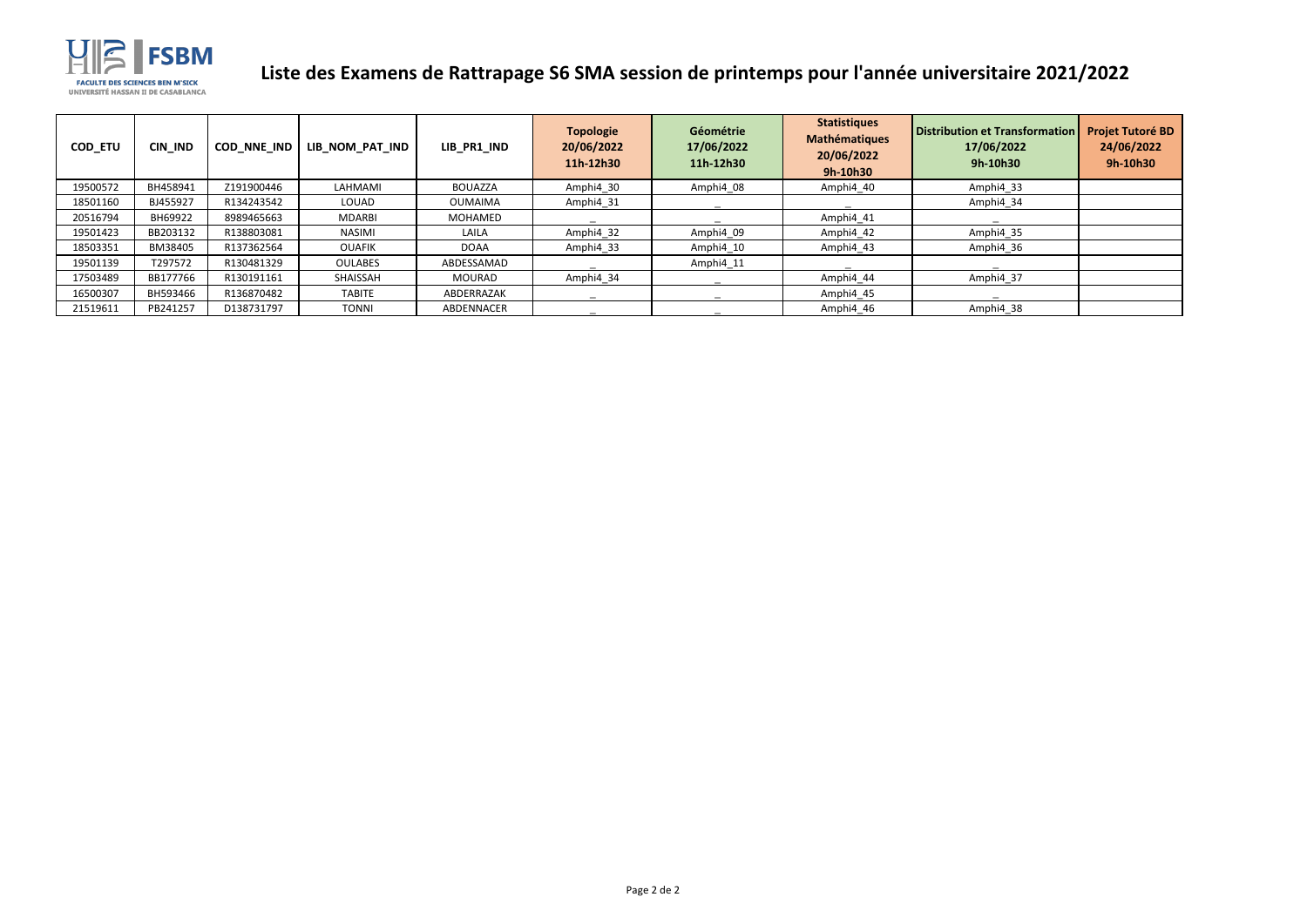# Liste des Examens de Rattrapage S6 SMA session de printemps pour l'année universitaire 2021/2022

| COD_ETU | CIN_IND | COD_NNE_IND | LIB_NOM_PAT_IND | LIB_PR1_IND | Topologie 20/06/2022 11h-12h30 | Géométrie 17/06/2022 11h-12h30 | Statistiques Mathématiques 20/06/2022 9h-10h30 | Distribution et Transformation 17/06/2022 9h-10h30 | Projet Tutoré BD 24/06/2022 9h-10h30 |
|---|---|---|---|---|---|---|---|---|---|
| 19500572 | BH458941 | Z191900446 | LAHMAMI | BOUAZZA | Amphi4_30 | Amphi4_08 | Amphi4_40 | Amphi4_33 | |
| 18501160 | BJ455927 | R134243542 | LOUAD | OUMAIMA | Amphi4_31 | _ | _ | Amphi4_34 | |
| 20516794 | BH69922 | 8989465663 | MDARBI | MOHAMED | _ | _ | Amphi4_41 | _ | |
| 19501423 | BB203132 | R138803081 | NASIMI | LAILA | Amphi4_32 | Amphi4_09 | Amphi4_42 | Amphi4_35 | |
| 18503351 | BM38405 | R137362564 | OUAFIK | DOAA | Amphi4_33 | Amphi4_10 | Amphi4_43 | Amphi4_36 | |
| 19501139 | T297572 | R130481329 | OULABES | ABDESSAMAD | _ | Amphi4_11 | _ | _ | |
| 17503489 | BB177766 | R130191161 | SHAISSAH | MOURAD | Amphi4_34 | _ | Amphi4_44 | Amphi4_37 | |
| 16500307 | BH593466 | R136870482 | TABITE | ABDERRAZAK | _ | _ | Amphi4_45 | _ | |
| 21519611 | PB241257 | D138731797 | TONNI | ABDENNACER | _ | _ | Amphi4_46 | Amphi4_38 | |